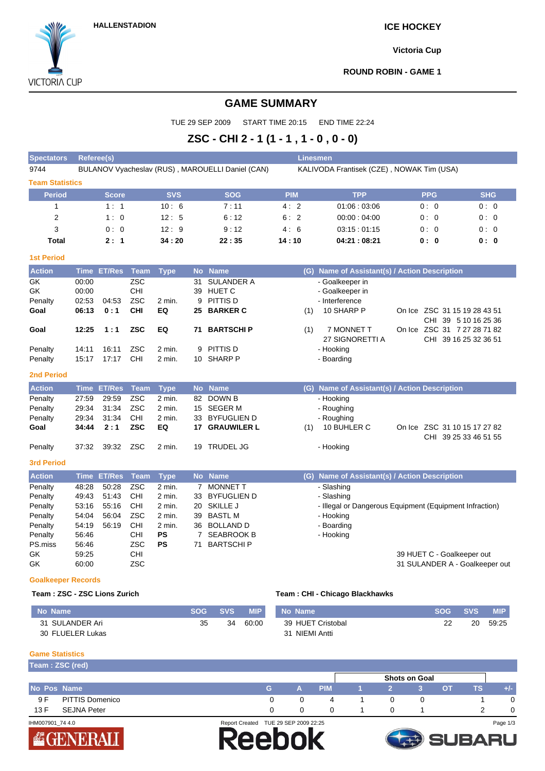HALLENSTADION

ICE HOCKEY

Victoria Cup

ROUND ROBIN - GAME 1

# GAME SUMMARY

TUE 29 SEP 2009 START TIME 20:15 END TIME 22:24

## ZSC - CHI 2 - 1 (1 - 1 , 1 - 0 , 0 - 0)

| Spectators | Referee(s) | Linesmen |
|---|---|---|
| 9744 | BULANOV Vyacheslav (RUS) , MAROUELLI Daniel (CAN) | KALIVODA Frantisek (CZE) , NOWAK Tim (USA) |

### Team Statistics

| Period | Score | SVS | SOG | PIM | TPP | PPG | SHG |
|---|---|---|---|---|---|---|---|
| 1 | 1 : 1 | 10 : 6 | 7 : 11 | 4 : 2 | 01:06 : 03:06 | 0 : 0 | 0 : 0 |
| 2 | 1 : 0 | 12 : 5 | 6 : 12 | 6 : 2 | 00:00 : 04:00 | 0 : 0 | 0 : 0 |
| 3 | 0 : 0 | 12 : 9 | 9 : 12 | 4 : 6 | 03:15 : 01:15 | 0 : 0 | 0 : 0 |
| **Total** | **2 : 1** | **34 : 20** | **22 : 35** | **14 : 10** | **04:21 : 08:21** | **0 : 0** | **0 : 0** |

### 1st Period

| Action | Time | ET/Res | Team | Type | No | Name | (G) | Name of Assistant(s) / Action Description | On Ice |
|---|---|---|---|---|---|---|---|---|---|
| GK | 00:00 | | ZSC | | 31 | SULANDER A | | - Goalkeeper in | |
| GK | 00:00 | | CHI | | 39 | HUET C | | - Goalkeeper in | |
| Penalty | 02:53 | 04:53 | ZSC | 2 min. | 9 | PITTIS D | | - Interference | |
| **Goal** | **06:13** | **0 : 1** | **CHI** | **EQ** | **25** | **BARKER C** | (1) | 10 SHARP P | ZSC 31 15 19 28 43 51 / CHI 39 5 10 16 25 36 |
| **Goal** | **12:25** | **1 : 1** | **ZSC** | **EQ** | **71** | **BARTSCHI P** | (1) | 7 MONNET T, 27 SIGNORETTI A | ZSC 31 7 27 28 71 82 / CHI 39 16 25 32 36 51 |
| Penalty | 14:11 | 16:11 | ZSC | 2 min. | 9 | PITTIS D | | - Hooking | |
| Penalty | 15:17 | 17:17 | CHI | 2 min. | 10 | SHARP P | | - Boarding | |

### 2nd Period

| Action | Time | ET/Res | Team | Type | No | Name | (G) | Name of Assistant(s) / Action Description | On Ice |
|---|---|---|---|---|---|---|---|---|---|
| Penalty | 27:59 | 29:59 | ZSC | 2 min. | 82 | DOWN B | | - Hooking | |
| Penalty | 29:34 | 31:34 | ZSC | 2 min. | 15 | SEGER M | | - Roughing | |
| Penalty | 29:34 | 31:34 | CHI | 2 min. | 33 | BYFUGLIEN D | | - Roughing | |
| **Goal** | **34:44** | **2 : 1** | **ZSC** | **EQ** | **17** | **GRAUWILER L** | (1) | 10 BUHLER C | ZSC 31 10 15 17 27 82 / CHI 39 25 33 46 51 55 |
| Penalty | 37:32 | 39:32 | ZSC | 2 min. | 19 | TRUDEL JG | | - Hooking | |

### 3rd Period

| Action | Time | ET/Res | Team | Type | No | Name | Name of Assistant(s) / Action Description |
|---|---|---|---|---|---|---|---|
| Penalty | 48:28 | 50:28 | ZSC | 2 min. | 7 | MONNET T | - Slashing |
| Penalty | 49:43 | 51:43 | CHI | 2 min. | 33 | BYFUGLIEN D | - Slashing |
| Penalty | 53:16 | 55:16 | CHI | 2 min. | 20 | SKILLE J | - Illegal or Dangerous Equipment (Equipment Infraction) |
| Penalty | 54:04 | 56:04 | ZSC | 2 min. | 39 | BASTL M | - Hooking |
| Penalty | 54:19 | 56:19 | CHI | 2 min. | 36 | BOLLAND D | - Boarding |
| Penalty | 56:46 | | CHI | **PS** | 7 | SEABROOK B | - Hooking |
| PS.miss | 56:46 | | ZSC | **PS** | 71 | BARTSCHI P | |
| GK | 59:25 | | CHI | | | | 39 HUET C - Goalkeeper out |
| GK | 60:00 | | ZSC | | | | 31 SULANDER A - Goalkeeper out |

### Goalkeeper Records

**Team : ZSC - ZSC Lions Zurich**

| No | Name | SOG | SVS | MIP |
|---|---|---|---|---|
| 31 | SULANDER Ari | 35 | 34 | 60:00 |
| 30 | FLUELER Lukas | | | |

**Team : CHI - Chicago Blackhawks**

| No | Name | SOG | SVS | MIP |
|---|---|---|---|---|
| 39 | HUET Cristobal | 22 | 20 | 59:25 |
| 31 | NIEMI Antti | | | |

### Game Statistics

**Team : ZSC (red)**

| No | Pos | Name | G | A | PIM | Shots on Goal 1 | 2 | 3 | OT | TS | +/- |
|---|---|---|---|---|---|---|---|---|---|---|---|
| 9 | F | PITTIS Domenico | 0 | 0 | 4 | 1 | 0 | 0 | | 1 | 0 |
| 13 | F | SEJNA Peter | 0 | 0 | 0 | 1 | 0 | 1 | | 2 | 0 |

IHM007901_74 4.0 Report Created TUE 29 SEP 2009 22:25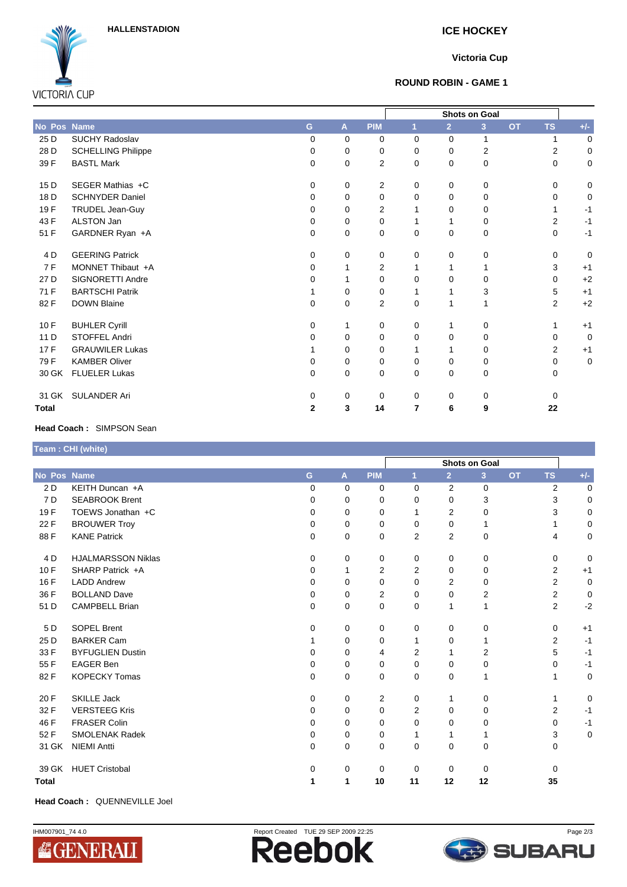HALLENSTADION

VICTORIA CUP

## ICE HOCKEY

### Victoria Cup

### ROUND ROBIN - GAME 1

| No | Pos | Name | G | A | PIM | Shots on Goal 1 | 2 | 3 | OT | TS | +/- |
|---|---|---|---|---|---|---|---|---|---|---|---|
| 25 | D | SUCHY Radoslav | 0 | 0 | 0 | 0 | 0 | 1 | | 1 | 0 |
| 28 | D | SCHELLING Philippe | 0 | 0 | 0 | 0 | 0 | 2 | | 2 | 0 |
| 39 | F | BASTL Mark | 0 | 0 | 2 | 0 | 0 | 0 | | 0 | 0 |
| 15 | D | SEGER Mathias +C | 0 | 0 | 2 | 0 | 0 | 0 | | 0 | 0 |
| 18 | D | SCHNYDER Daniel | 0 | 0 | 0 | 0 | 0 | 0 | | 0 | 0 |
| 19 | F | TRUDEL Jean-Guy | 0 | 0 | 2 | 1 | 0 | 0 | | 1 | -1 |
| 43 | F | ALSTON Jan | 0 | 0 | 0 | 1 | 1 | 0 | | 2 | -1 |
| 51 | F | GARDNER Ryan +A | 0 | 0 | 0 | 0 | 0 | 0 | | 0 | -1 |
| 4 | D | GEERING Patrick | 0 | 0 | 0 | 0 | 0 | 0 | | 0 | 0 |
| 7 | F | MONNET Thibaut +A | 0 | 1 | 2 | 1 | 1 | 1 | | 3 | +1 |
| 27 | D | SIGNORETTI Andre | 0 | 1 | 0 | 0 | 0 | 0 | | 0 | +2 |
| 71 | F | BARTSCHI Patrik | 1 | 0 | 0 | 1 | 1 | 3 | | 5 | +1 |
| 82 | F | DOWN Blaine | 0 | 0 | 2 | 0 | 1 | 1 | | 2 | +2 |
| 10 | F | BUHLER Cyrill | 0 | 1 | 0 | 0 | 1 | 0 | | 1 | +1 |
| 11 | D | STOFFEL Andri | 0 | 0 | 0 | 0 | 0 | 0 | | 0 | 0 |
| 17 | F | GRAUWILER Lukas | 1 | 0 | 0 | 1 | 1 | 0 | | 2 | +1 |
| 79 | F | KAMBER Oliver | 0 | 0 | 0 | 0 | 0 | 0 | | 0 | 0 |
| 30 | GK | FLUELER Lukas | 0 | 0 | 0 | 0 | 0 | 0 | | 0 | |
| 31 | GK | SULANDER Ari | 0 | 0 | 0 | 0 | 0 | 0 | | 0 | |
| **Total** | | | **2** | **3** | **14** | **7** | **6** | **9** | | **22** | |

**Head Coach :** SIMPSON Sean

## Team : CHI (white)

| No | Pos | Name | G | A | PIM | Shots on Goal 1 | 2 | 3 | OT | TS | +/- |
|---|---|---|---|---|---|---|---|---|---|---|---|
| 2 | D | KEITH Duncan +A | 0 | 0 | 0 | 0 | 2 | 0 | | 2 | 0 |
| 7 | D | SEABROOK Brent | 0 | 0 | 0 | 0 | 0 | 3 | | 3 | 0 |
| 19 | F | TOEWS Jonathan +C | 0 | 0 | 0 | 1 | 2 | 0 | | 3 | 0 |
| 22 | F | BROUWER Troy | 0 | 0 | 0 | 0 | 0 | 1 | | 1 | 0 |
| 88 | F | KANE Patrick | 0 | 0 | 0 | 2 | 2 | 0 | | 4 | 0 |
| 4 | D | HJALMARSSON Niklas | 0 | 0 | 0 | 0 | 0 | 0 | | 0 | 0 |
| 10 | F | SHARP Patrick +A | 0 | 1 | 2 | 2 | 0 | 0 | | 2 | +1 |
| 16 | F | LADD Andrew | 0 | 0 | 0 | 0 | 2 | 0 | | 2 | 0 |
| 36 | F | BOLLAND Dave | 0 | 0 | 2 | 0 | 0 | 2 | | 2 | 0 |
| 51 | D | CAMPBELL Brian | 0 | 0 | 0 | 0 | 1 | 1 | | 2 | -2 |
| 5 | D | SOPEL Brent | 0 | 0 | 0 | 0 | 0 | 0 | | 0 | +1 |
| 25 | D | BARKER Cam | 1 | 0 | 0 | 1 | 0 | 1 | | 2 | -1 |
| 33 | F | BYFUGLIEN Dustin | 0 | 0 | 4 | 2 | 1 | 2 | | 5 | -1 |
| 55 | F | EAGER Ben | 0 | 0 | 0 | 0 | 0 | 0 | | 0 | -1 |
| 82 | F | KOPECKY Tomas | 0 | 0 | 0 | 0 | 0 | 1 | | 1 | 0 |
| 20 | F | SKILLE Jack | 0 | 0 | 2 | 0 | 1 | 0 | | 1 | 0 |
| 32 | F | VERSTEEG Kris | 0 | 0 | 0 | 2 | 0 | 0 | | 2 | -1 |
| 46 | F | FRASER Colin | 0 | 0 | 0 | 0 | 0 | 0 | | 0 | -1 |
| 52 | F | SMOLENAK Radek | 0 | 0 | 0 | 1 | 1 | 1 | | 3 | 0 |
| 31 | GK | NIEMI Antti | 0 | 0 | 0 | 0 | 0 | 0 | | 0 | |
| 39 | GK | HUET Cristobal | 0 | 0 | 0 | 0 | 0 | 0 | | 0 | |
| **Total** | | | **1** | **1** | **10** | **11** | **12** | **12** | | **35** | |

**Head Coach :** QUENNEVILLE Joel

IHM007901_74 4.0 Report Created TUE 29 SEP 2009 22:25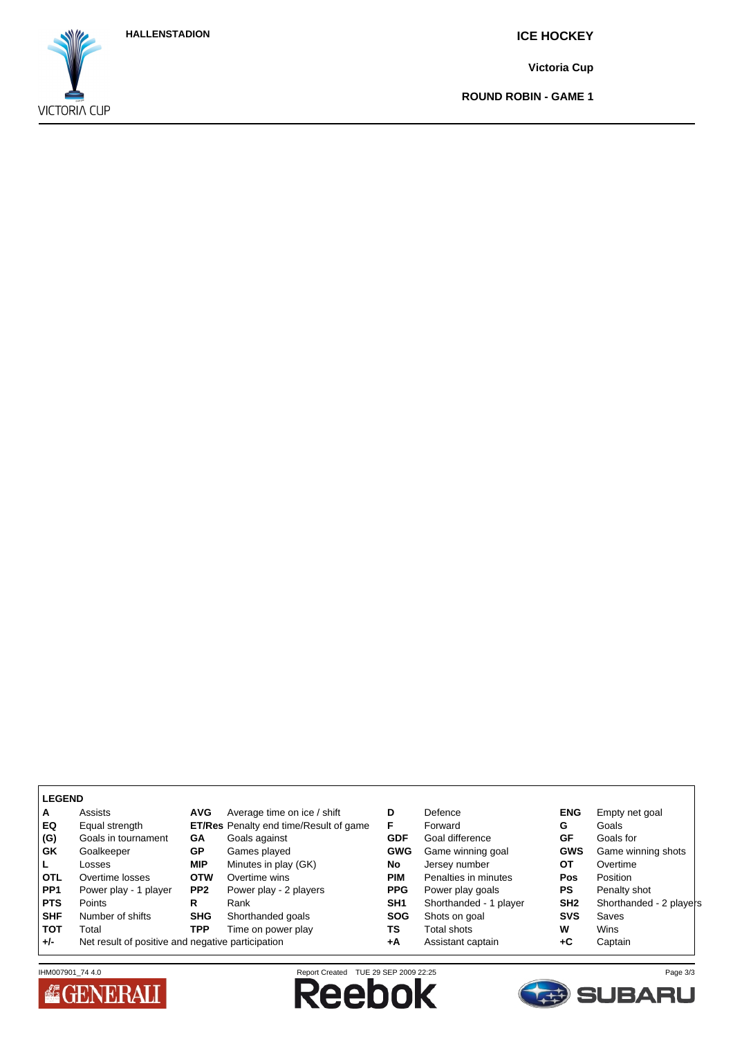HALLENSTADION

VICTORIA CUP

# ICE HOCKEY

**Victoria Cup**

**ROUND ROBIN - GAME 1**

**LEGEND**

| | | | | | | | |
|---|---|---|---|---|---|---|---|
| **A** | Assists | **AVG** | Average time on ice / shift | **D** | Defence | **ENG** | Empty net goal |
| **EQ** | Equal strength | **ET/Res** | Penalty end time/Result of game | **F** | Forward | **G** | Goals |
| **(G)** | Goals in tournament | **GA** | Goals against | **GDF** | Goal difference | **GF** | Goals for |
| **GK** | Goalkeeper | **GP** | Games played | **GWG** | Game winning goal | **GWS** | Game winning shots |
| **L** | Losses | **MIP** | Minutes in play (GK) | **No** | Jersey number | **OT** | Overtime |
| **OTL** | Overtime losses | **OTW** | Overtime wins | **PIM** | Penalties in minutes | **Pos** | Position |
| **PP1** | Power play - 1 player | **PP2** | Power play - 2 players | **PPG** | Power play goals | **PS** | Penalty shot |
| **PTS** | Points | **R** | Rank | **SH1** | Shorthanded - 1 player | **SH2** | Shorthanded - 2 players |
| **SHF** | Number of shifts | **SHG** | Shorthanded goals | **SOG** | Shots on goal | **SVS** | Saves |
| **TOT** | Total | **TPP** | Time on power play | **TS** | Total shots | **W** | Wins |
| **+/-** | Net result of positive and negative participation | | | **+A** | Assistant captain | **+C** | Captain |

IHM007901_74 4.0

Report Created TUE 29 SEP 2009 22:25

GENERALI Reebok SUBARU